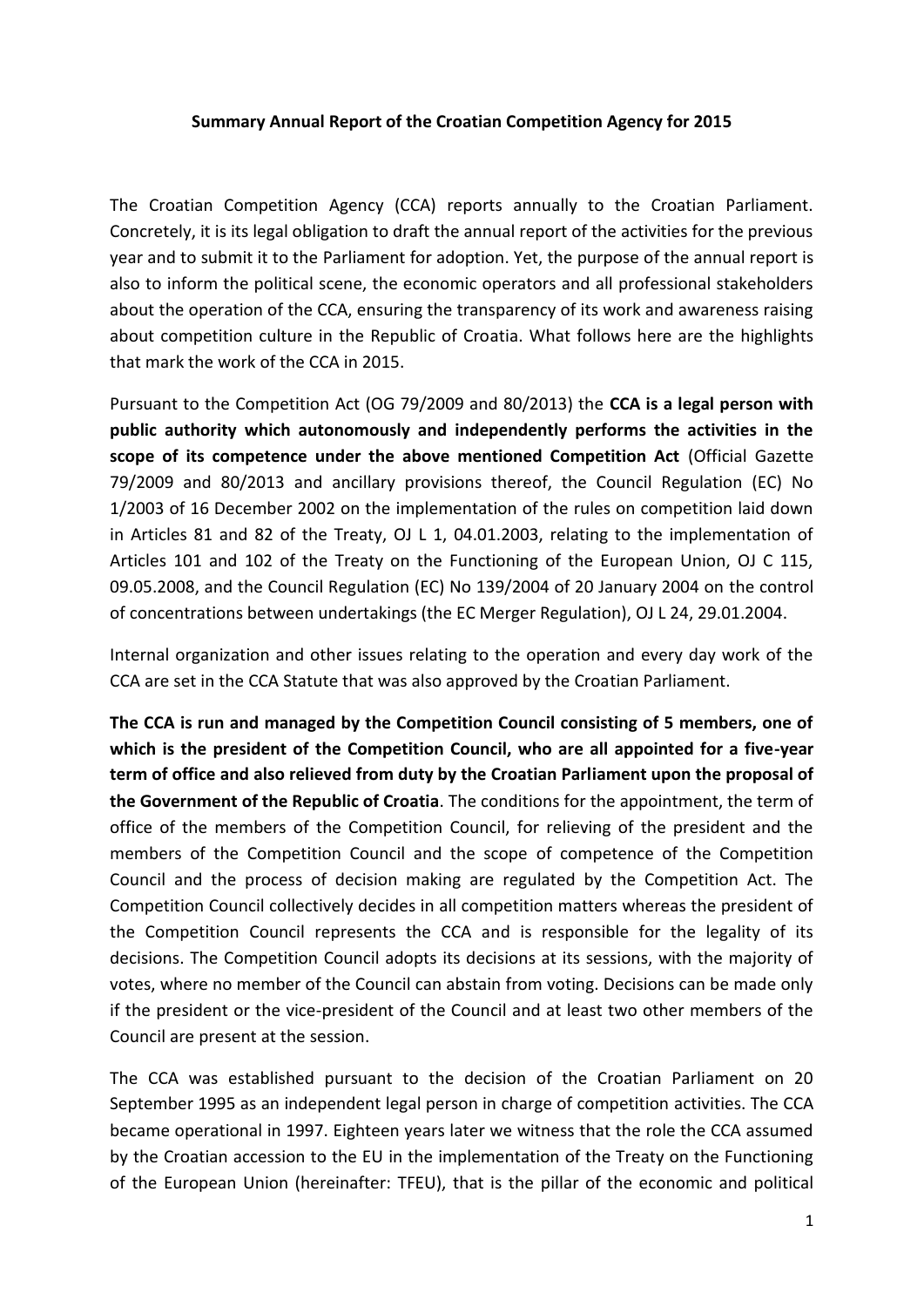**Summary Annual Report of the Croatian Competition Agency for 2015**

The Croatian Competition Agency (CCA) reports annually to the Croatian Parliament. Concretely, it is its legal obligation to draft the annual report of the activities for the previous year and to submit it to the Parliament for adoption. Yet, the purpose of the annual report is also to inform the political scene, the economic operators and all professional stakeholders about the operation of the CCA, ensuring the transparency of its work and awareness raising about competition culture in the Republic of Croatia. What follows here are the highlights that mark the work of the CCA in 2015.

Pursuant to the Competition Act (OG 79/2009 and 80/2013) the **CCA is a legal person with public authority which autonomously and independently performs the activities in the scope of its competence under the above mentioned Competition Act** (Official Gazette 79/2009 and 80/2013 and ancillary provisions thereof, the Council Regulation (EC) No 1/2003 of 16 December 2002 on the implementation of the rules on competition laid down in Articles 81 and 82 of the Treaty, OJ L 1, 04.01.2003, relating to the implementation of Articles 101 and 102 of the Treaty on the Functioning of the European Union, OJ C 115, 09.05.2008, and the Council Regulation (EC) No 139/2004 of 20 January 2004 on the control of concentrations between undertakings (the EC Merger Regulation), OJ L 24, 29.01.2004.

Internal organization and other issues relating to the operation and every day work of the CCA are set in the CCA Statute that was also approved by the Croatian Parliament.

**The CCA is run and managed by the Competition Council consisting of 5 members, one of which is the president of the Competition Council, who are all appointed for a five-year term of office and also relieved from duty by the Croatian Parliament upon the proposal of the Government of the Republic of Croatia**. The conditions for the appointment, the term of office of the members of the Competition Council, for relieving of the president and the members of the Competition Council and the scope of competence of the Competition Council and the process of decision making are regulated by the Competition Act. The Competition Council collectively decides in all competition matters whereas the president of the Competition Council represents the CCA and is responsible for the legality of its decisions. The Competition Council adopts its decisions at its sessions, with the majority of votes, where no member of the Council can abstain from voting. Decisions can be made only if the president or the vice-president of the Council and at least two other members of the Council are present at the session.

The CCA was established pursuant to the decision of the Croatian Parliament on 20 September 1995 as an independent legal person in charge of competition activities. The CCA became operational in 1997. Eighteen years later we witness that the role the CCA assumed by the Croatian accession to the EU in the implementation of the Treaty on the Functioning of the European Union (hereinafter: TFEU), that is the pillar of the economic and political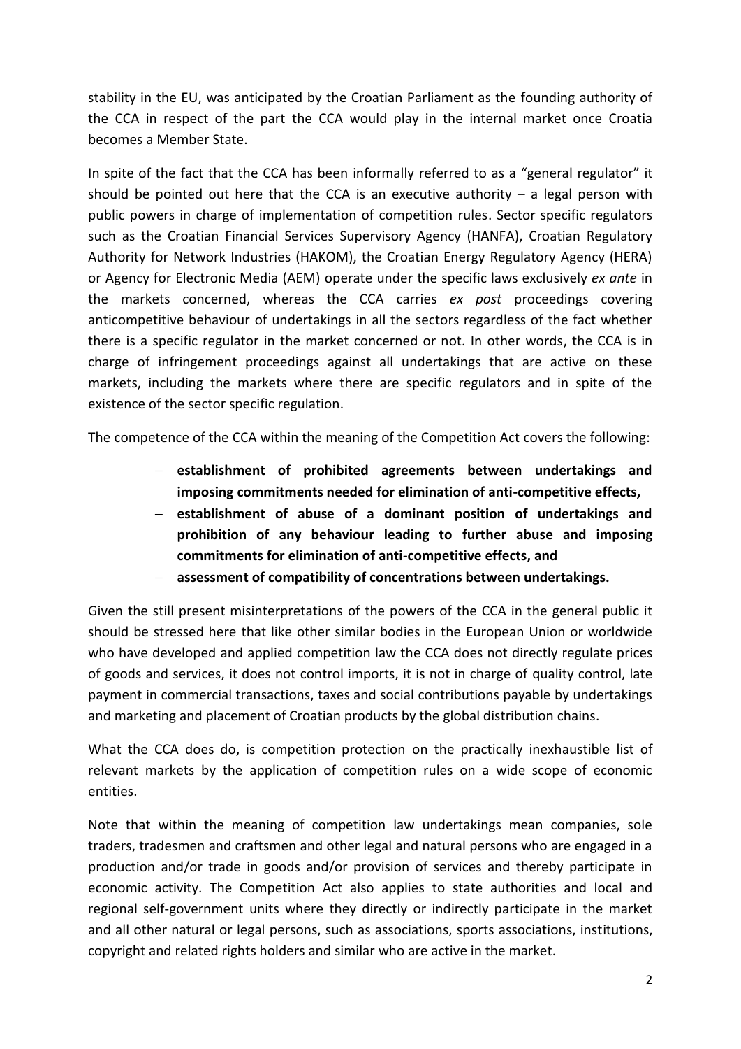stability in the EU, was anticipated by the Croatian Parliament as the founding authority of the CCA in respect of the part the CCA would play in the internal market once Croatia becomes a Member State.

In spite of the fact that the CCA has been informally referred to as a "general regulator" it should be pointed out here that the CCA is an executive authority – a legal person with public powers in charge of implementation of competition rules. Sector specific regulators such as the Croatian Financial Services Supervisory Agency (HANFA), Croatian Regulatory Authority for Network Industries (HAKOM), the Croatian Energy Regulatory Agency (HERA) or Agency for Electronic Media (AEM) operate under the specific laws exclusively *ex ante* in the markets concerned, whereas the CCA carries *ex post* proceedings covering anticompetitive behaviour of undertakings in all the sectors regardless of the fact whether there is a specific regulator in the market concerned or not. In other words, the CCA is in charge of infringement proceedings against all undertakings that are active on these markets, including the markets where there are specific regulators and in spite of the existence of the sector specific regulation.

The competence of the CCA within the meaning of the Competition Act covers the following:

- **establishment of prohibited agreements between undertakings and imposing commitments needed for elimination of anti-competitive effects,**
- **establishment of abuse of a dominant position of undertakings and prohibition of any behaviour leading to further abuse and imposing commitments for elimination of anti-competitive effects, and**
- **assessment of compatibility of concentrations between undertakings.**

Given the still present misinterpretations of the powers of the CCA in the general public it should be stressed here that like other similar bodies in the European Union or worldwide who have developed and applied competition law the CCA does not directly regulate prices of goods and services, it does not control imports, it is not in charge of quality control, late payment in commercial transactions, taxes and social contributions payable by undertakings and marketing and placement of Croatian products by the global distribution chains.

What the CCA does do, is competition protection on the practically inexhaustible list of relevant markets by the application of competition rules on a wide scope of economic entities.

Note that within the meaning of competition law undertakings mean companies, sole traders, tradesmen and craftsmen and other legal and natural persons who are engaged in a production and/or trade in goods and/or provision of services and thereby participate in economic activity. The Competition Act also applies to state authorities and local and regional self-government units where they directly or indirectly participate in the market and all other natural or legal persons, such as associations, sports associations, institutions, copyright and related rights holders and similar who are active in the market.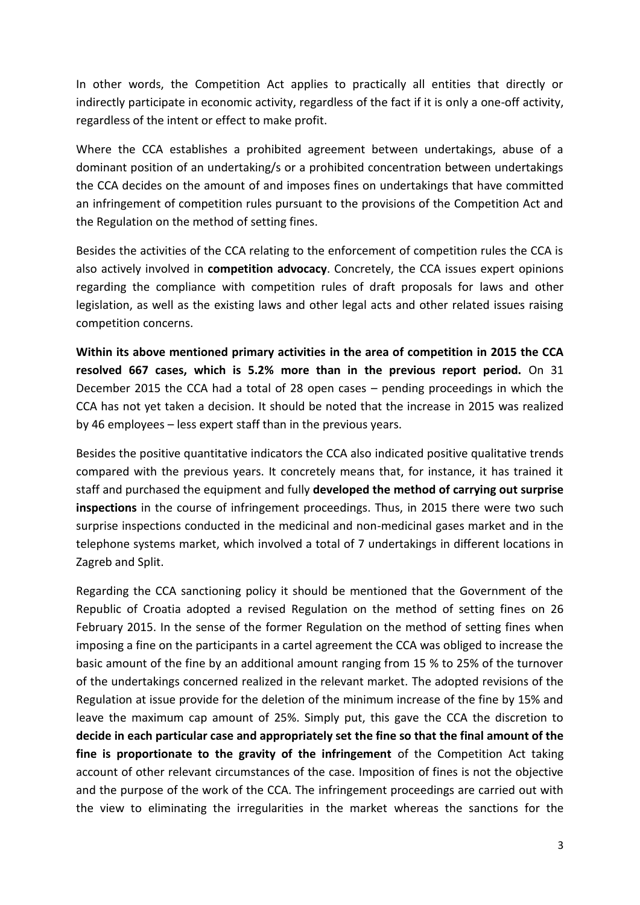In other words, the Competition Act applies to practically all entities that directly or indirectly participate in economic activity, regardless of the fact if it is only a one-off activity, regardless of the intent or effect to make profit.

Where the CCA establishes a prohibited agreement between undertakings, abuse of a dominant position of an undertaking/s or a prohibited concentration between undertakings the CCA decides on the amount of and imposes fines on undertakings that have committed an infringement of competition rules pursuant to the provisions of the Competition Act and the Regulation on the method of setting fines.

Besides the activities of the CCA relating to the enforcement of competition rules the CCA is also actively involved in **competition advocacy**. Concretely, the CCA issues expert opinions regarding the compliance with competition rules of draft proposals for laws and other legislation, as well as the existing laws and other legal acts and other related issues raising competition concerns.

**Within its above mentioned primary activities in the area of competition in 2015 the CCA resolved 667 cases, which is 5.2% more than in the previous report period.** On 31 December 2015 the CCA had a total of 28 open cases – pending proceedings in which the CCA has not yet taken a decision. It should be noted that the increase in 2015 was realized by 46 employees – less expert staff than in the previous years.

Besides the positive quantitative indicators the CCA also indicated positive qualitative trends compared with the previous years. It concretely means that, for instance, it has trained it staff and purchased the equipment and fully **developed the method of carrying out surprise inspections** in the course of infringement proceedings. Thus, in 2015 there were two such surprise inspections conducted in the medicinal and non-medicinal gases market and in the telephone systems market, which involved a total of 7 undertakings in different locations in Zagreb and Split.

Regarding the CCA sanctioning policy it should be mentioned that the Government of the Republic of Croatia adopted a revised Regulation on the method of setting fines on 26 February 2015. In the sense of the former Regulation on the method of setting fines when imposing a fine on the participants in a cartel agreement the CCA was obliged to increase the basic amount of the fine by an additional amount ranging from 15 % to 25% of the turnover of the undertakings concerned realized in the relevant market. The adopted revisions of the Regulation at issue provide for the deletion of the minimum increase of the fine by 15% and leave the maximum cap amount of 25%. Simply put, this gave the CCA the discretion to **decide in each particular case and appropriately set the fine so that the final amount of the fine is proportionate to the gravity of the infringement** of the Competition Act taking account of other relevant circumstances of the case. Imposition of fines is not the objective and the purpose of the work of the CCA. The infringement proceedings are carried out with the view to eliminating the irregularities in the market whereas the sanctions for the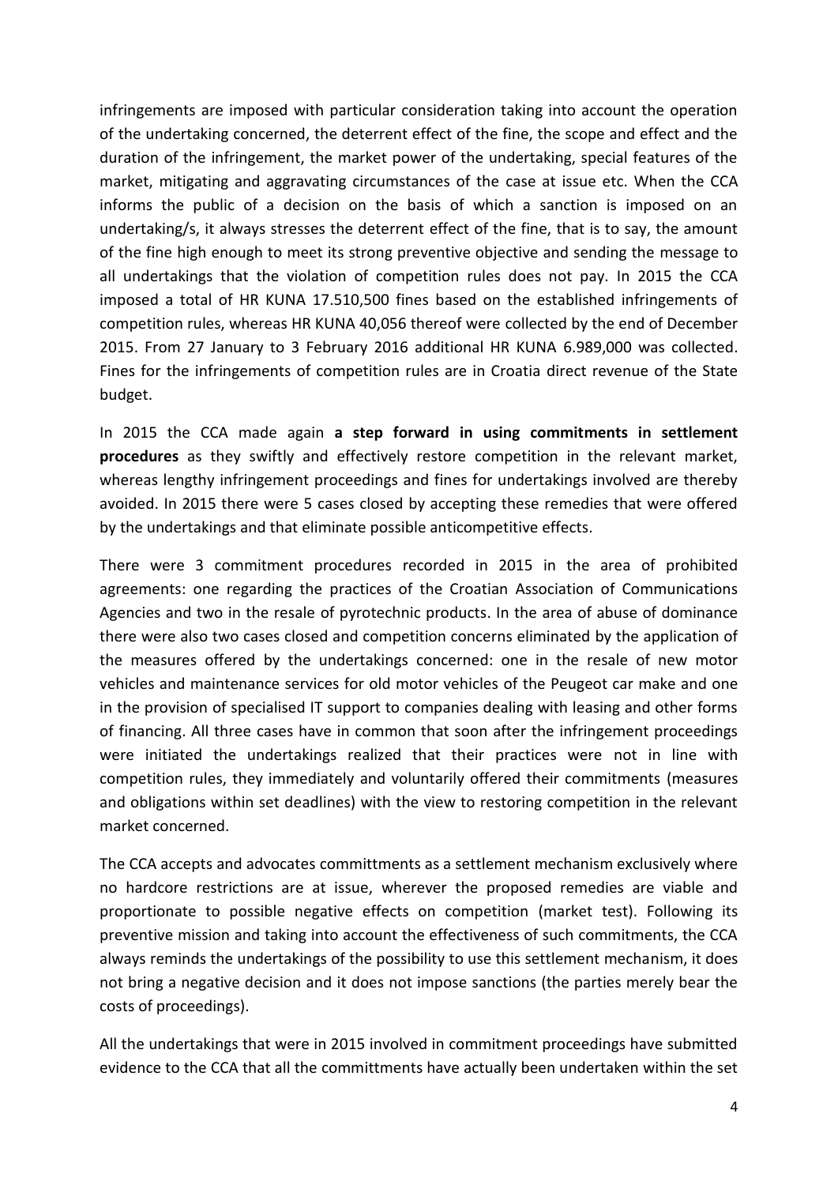infringements are imposed with particular consideration taking into account the operation of the undertaking concerned, the deterrent effect of the fine, the scope and effect and the duration of the infringement, the market power of the undertaking, special features of the market, mitigating and aggravating circumstances of the case at issue etc. When the CCA informs the public of a decision on the basis of which a sanction is imposed on an undertaking/s, it always stresses the deterrent effect of the fine, that is to say, the amount of the fine high enough to meet its strong preventive objective and sending the message to all undertakings that the violation of competition rules does not pay. In 2015 the CCA imposed a total of HR KUNA 17.510,500 fines based on the established infringements of competition rules, whereas HR KUNA 40,056 thereof were collected by the end of December 2015. From 27 January to 3 February 2016 additional HR KUNA 6.989,000 was collected. Fines for the infringements of competition rules are in Croatia direct revenue of the State budget.

In 2015 the CCA made again **a step forward in using commitments in settlement procedures** as they swiftly and effectively restore competition in the relevant market, whereas lengthy infringement proceedings and fines for undertakings involved are thereby avoided. In 2015 there were 5 cases closed by accepting these remedies that were offered by the undertakings and that eliminate possible anticompetitive effects.

There were 3 commitment procedures recorded in 2015 in the area of prohibited agreements: one regarding the practices of the Croatian Association of Communications Agencies and two in the resale of pyrotechnic products. In the area of abuse of dominance there were also two cases closed and competition concerns eliminated by the application of the measures offered by the undertakings concerned: one in the resale of new motor vehicles and maintenance services for old motor vehicles of the Peugeot car make and one in the provision of specialised IT support to companies dealing with leasing and other forms of financing. All three cases have in common that soon after the infringement proceedings were initiated the undertakings realized that their practices were not in line with competition rules, they immediately and voluntarily offered their commitments (measures and obligations within set deadlines) with the view to restoring competition in the relevant market concerned.

The CCA accepts and advocates committments as a settlement mechanism exclusively where no hardcore restrictions are at issue, wherever the proposed remedies are viable and proportionate to possible negative effects on competition (market test). Following its preventive mission and taking into account the effectiveness of such commitments, the CCA always reminds the undertakings of the possibility to use this settlement mechanism, it does not bring a negative decision and it does not impose sanctions (the parties merely bear the costs of proceedings).

All the undertakings that were in 2015 involved in commitment proceedings have submitted evidence to the CCA that all the committments have actually been undertaken within the set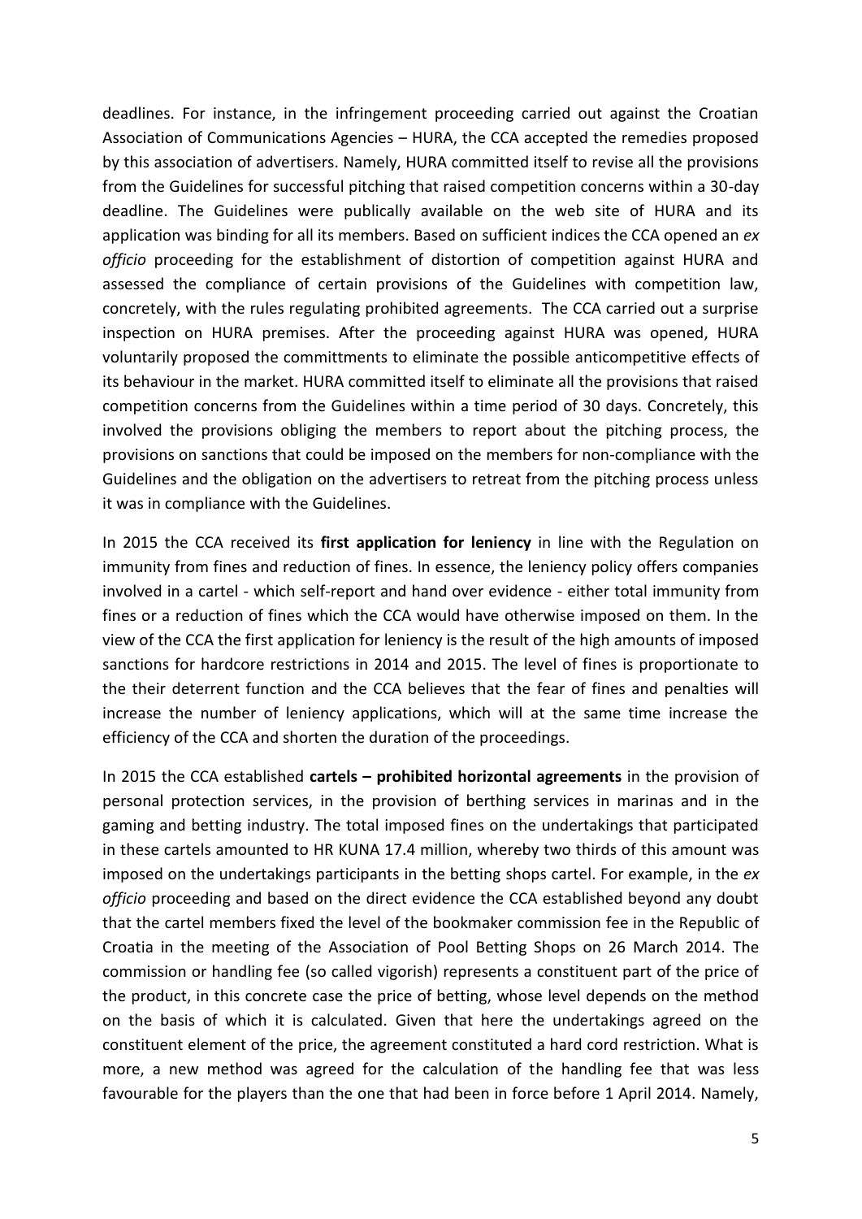deadlines. For instance, in the infringement proceeding carried out against the Croatian Association of Communications Agencies – HURA, the CCA accepted the remedies proposed by this association of advertisers. Namely, HURA committed itself to revise all the provisions from the Guidelines for successful pitching that raised competition concerns within a 30-day deadline. The Guidelines were publically available on the web site of HURA and its application was binding for all its members. Based on sufficient indices the CCA opened an *ex officio* proceeding for the establishment of distortion of competition against HURA and assessed the compliance of certain provisions of the Guidelines with competition law, concretely, with the rules regulating prohibited agreements. The CCA carried out a surprise inspection on HURA premises. After the proceeding against HURA was opened, HURA voluntarily proposed the committments to eliminate the possible anticompetitive effects of its behaviour in the market. HURA committed itself to eliminate all the provisions that raised competition concerns from the Guidelines within a time period of 30 days. Concretely, this involved the provisions obliging the members to report about the pitching process, the provisions on sanctions that could be imposed on the members for non-compliance with the Guidelines and the obligation on the advertisers to retreat from the pitching process unless it was in compliance with the Guidelines.

In 2015 the CCA received its **first application for leniency** in line with the Regulation on immunity from fines and reduction of fines. In essence, the leniency policy offers companies involved in a cartel - which self-report and hand over evidence - either total immunity from fines or a reduction of fines which the CCA would have otherwise imposed on them. In the view of the CCA the first application for leniency is the result of the high amounts of imposed sanctions for hardcore restrictions in 2014 and 2015. The level of fines is proportionate to the their deterrent function and the CCA believes that the fear of fines and penalties will increase the number of leniency applications, which will at the same time increase the efficiency of the CCA and shorten the duration of the proceedings.

In 2015 the CCA established **cartels – prohibited horizontal agreements** in the provision of personal protection services, in the provision of berthing services in marinas and in the gaming and betting industry. The total imposed fines on the undertakings that participated in these cartels amounted to HR KUNA 17.4 million, whereby two thirds of this amount was imposed on the undertakings participants in the betting shops cartel. For example, in the *ex officio* proceeding and based on the direct evidence the CCA established beyond any doubt that the cartel members fixed the level of the bookmaker commission fee in the Republic of Croatia in the meeting of the Association of Pool Betting Shops on 26 March 2014. The commission or handling fee (so called vigorish) represents a constituent part of the price of the product, in this concrete case the price of betting, whose level depends on the method on the basis of which it is calculated. Given that here the undertakings agreed on the constituent element of the price, the agreement constituted a hard cord restriction. What is more, a new method was agreed for the calculation of the handling fee that was less favourable for the players than the one that had been in force before 1 April 2014. Namely,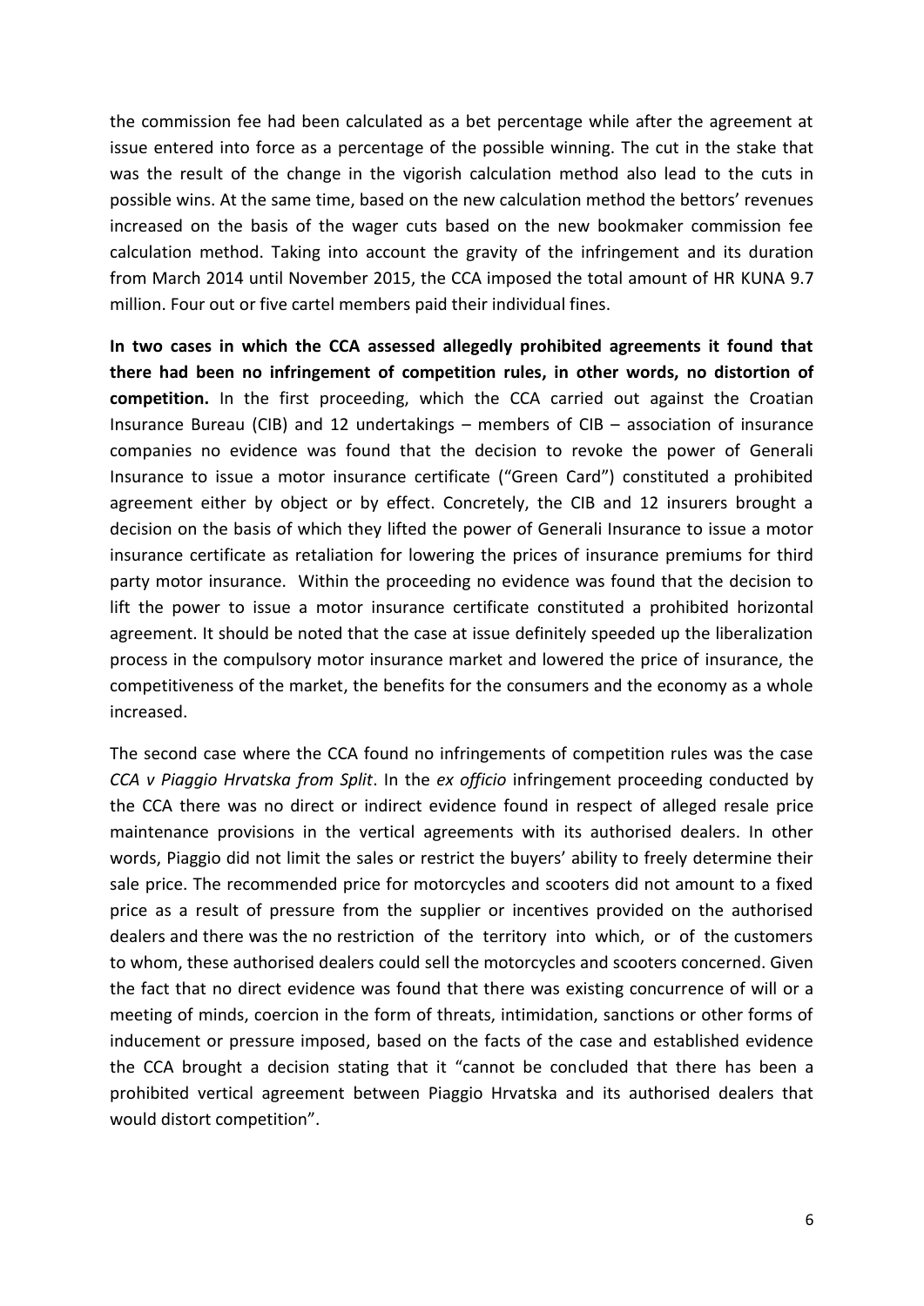the commission fee had been calculated as a bet percentage while after the agreement at issue entered into force as a percentage of the possible winning. The cut in the stake that was the result of the change in the vigorish calculation method also lead to the cuts in possible wins. At the same time, based on the new calculation method the bettors' revenues increased on the basis of the wager cuts based on the new bookmaker commission fee calculation method. Taking into account the gravity of the infringement and its duration from March 2014 until November 2015, the CCA imposed the total amount of HR KUNA 9.7 million. Four out or five cartel members paid their individual fines.

**In two cases in which the CCA assessed allegedly prohibited agreements it found that there had been no infringement of competition rules, in other words, no distortion of competition.** In the first proceeding, which the CCA carried out against the Croatian Insurance Bureau (CIB) and 12 undertakings – members of CIB – association of insurance companies no evidence was found that the decision to revoke the power of Generali Insurance to issue a motor insurance certificate ("Green Card") constituted a prohibited agreement either by object or by effect. Concretely, the CIB and 12 insurers brought a decision on the basis of which they lifted the power of Generali Insurance to issue a motor insurance certificate as retaliation for lowering the prices of insurance premiums for third party motor insurance. Within the proceeding no evidence was found that the decision to lift the power to issue a motor insurance certificate constituted a prohibited horizontal agreement. It should be noted that the case at issue definitely speeded up the liberalization process in the compulsory motor insurance market and lowered the price of insurance, the competitiveness of the market, the benefits for the consumers and the economy as a whole increased.

The second case where the CCA found no infringements of competition rules was the case *CCA v Piaggio Hrvatska from Split*. In the *ex officio* infringement proceeding conducted by the CCA there was no direct or indirect evidence found in respect of alleged resale price maintenance provisions in the vertical agreements with its authorised dealers. In other words, Piaggio did not limit the sales or restrict the buyers' ability to freely determine their sale price. The recommended price for motorcycles and scooters did not amount to a fixed price as a result of pressure from the supplier or incentives provided on the authorised dealers and there was the no restriction of the territory into which, or of the customers to whom, these authorised dealers could sell the motorcycles and scooters concerned. Given the fact that no direct evidence was found that there was existing concurrence of will or a meeting of minds, coercion in the form of threats, intimidation, sanctions or other forms of inducement or pressure imposed, based on the facts of the case and established evidence the CCA brought a decision stating that it "cannot be concluded that there has been a prohibited vertical agreement between Piaggio Hrvatska and its authorised dealers that would distort competition".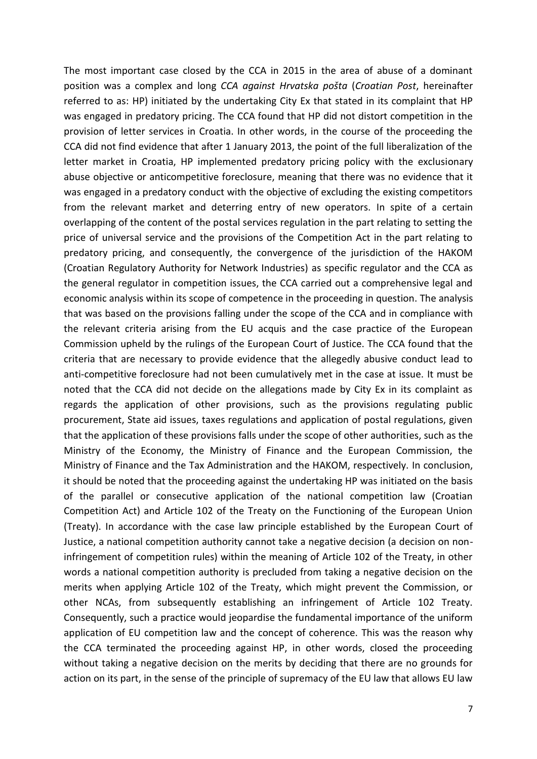The most important case closed by the CCA in 2015 in the area of abuse of a dominant position was a complex and long *CCA against Hrvatska pošta* (*Croatian Post*, hereinafter referred to as: HP) initiated by the undertaking City Ex that stated in its complaint that HP was engaged in predatory pricing. The CCA found that HP did not distort competition in the provision of letter services in Croatia. In other words, in the course of the proceeding the CCA did not find evidence that after 1 January 2013, the point of the full liberalization of the letter market in Croatia, HP implemented predatory pricing policy with the exclusionary abuse objective or anticompetitive foreclosure, meaning that there was no evidence that it was engaged in a predatory conduct with the objective of excluding the existing competitors from the relevant market and deterring entry of new operators. In spite of a certain overlapping of the content of the postal services regulation in the part relating to setting the price of universal service and the provisions of the Competition Act in the part relating to predatory pricing, and consequently, the convergence of the jurisdiction of the HAKOM (Croatian Regulatory Authority for Network Industries) as specific regulator and the CCA as the general regulator in competition issues, the CCA carried out a comprehensive legal and economic analysis within its scope of competence in the proceeding in question. The analysis that was based on the provisions falling under the scope of the CCA and in compliance with the relevant criteria arising from the EU acquis and the case practice of the European Commission upheld by the rulings of the European Court of Justice. The CCA found that the criteria that are necessary to provide evidence that the allegedly abusive conduct lead to anti-competitive foreclosure had not been cumulatively met in the case at issue. It must be noted that the CCA did not decide on the allegations made by City Ex in its complaint as regards the application of other provisions, such as the provisions regulating public procurement, State aid issues, taxes regulations and application of postal regulations, given that the application of these provisions falls under the scope of other authorities, such as the Ministry of the Economy, the Ministry of Finance and the European Commission, the Ministry of Finance and the Tax Administration and the HAKOM, respectively. In conclusion, it should be noted that the proceeding against the undertaking HP was initiated on the basis of the parallel or consecutive application of the national competition law (Croatian Competition Act) and Article 102 of the Treaty on the Functioning of the European Union (Treaty). In accordance with the case law principle established by the European Court of Justice, a national competition authority cannot take a negative decision (a decision on non-infringement of competition rules) within the meaning of Article 102 of the Treaty, in other words a national competition authority is precluded from taking a negative decision on the merits when applying Article 102 of the Treaty, which might prevent the Commission, or other NCAs, from subsequently establishing an infringement of Article 102 Treaty. Consequently, such a practice would jeopardise the fundamental importance of the uniform application of EU competition law and the concept of coherence. This was the reason why the CCA terminated the proceeding against HP, in other words, closed the proceeding without taking a negative decision on the merits by deciding that there are no grounds for action on its part, in the sense of the principle of supremacy of the EU law that allows EU law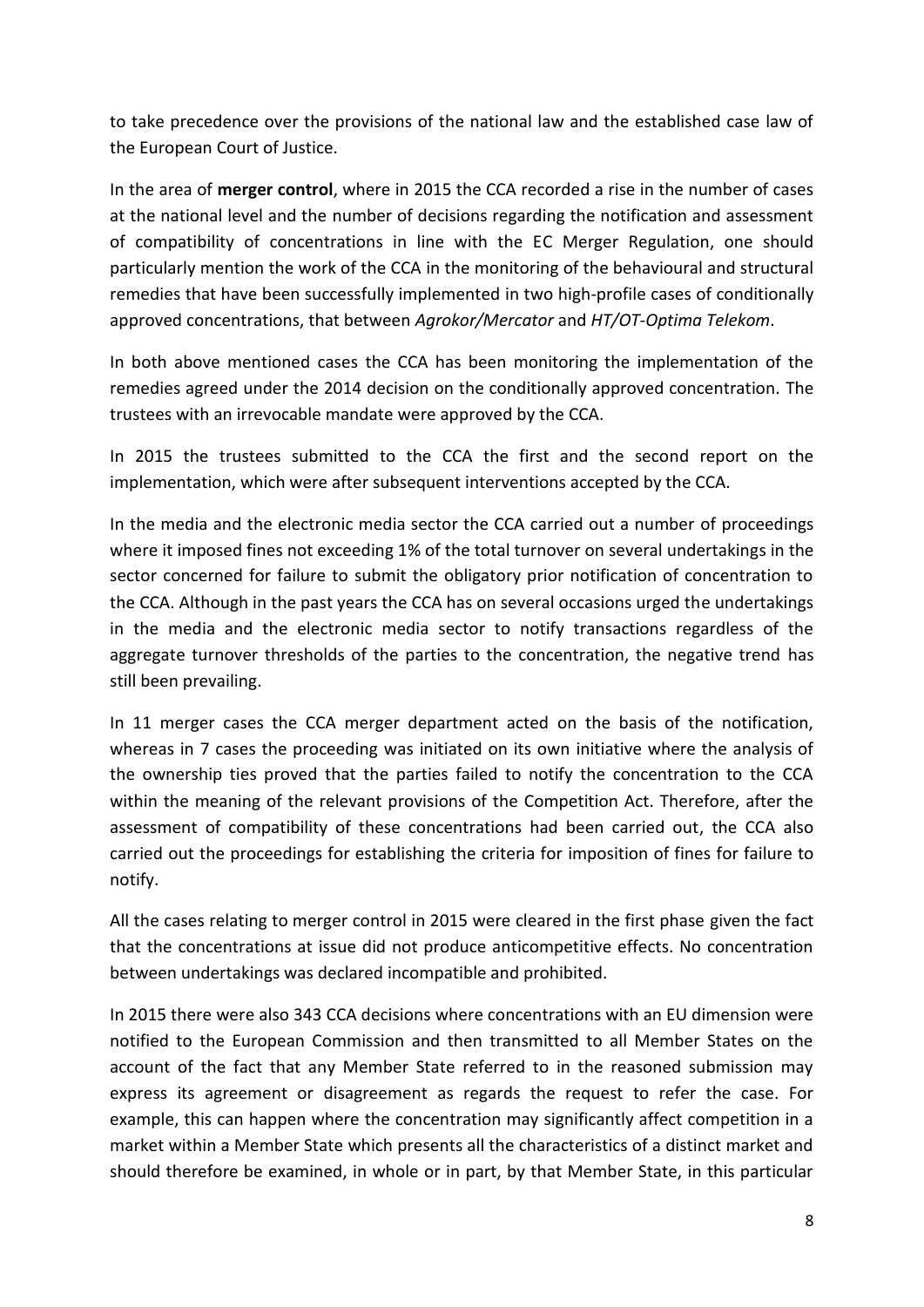to take precedence over the provisions of the national law and the established case law of the European Court of Justice.

In the area of **merger control**, where in 2015 the CCA recorded a rise in the number of cases at the national level and the number of decisions regarding the notification and assessment of compatibility of concentrations in line with the EC Merger Regulation, one should particularly mention the work of the CCA in the monitoring of the behavioural and structural remedies that have been successfully implemented in two high-profile cases of conditionally approved concentrations, that between *Agrokor/Mercator* and *HT/OT-Optima Telekom*.

In both above mentioned cases the CCA has been monitoring the implementation of the remedies agreed under the 2014 decision on the conditionally approved concentration. The trustees with an irrevocable mandate were approved by the CCA.

In 2015 the trustees submitted to the CCA the first and the second report on the implementation, which were after subsequent interventions accepted by the CCA.

In the media and the electronic media sector the CCA carried out a number of proceedings where it imposed fines not exceeding 1% of the total turnover on several undertakings in the sector concerned for failure to submit the obligatory prior notification of concentration to the CCA. Although in the past years the CCA has on several occasions urged the undertakings in the media and the electronic media sector to notify transactions regardless of the aggregate turnover thresholds of the parties to the concentration, the negative trend has still been prevailing.

In 11 merger cases the CCA merger department acted on the basis of the notification, whereas in 7 cases the proceeding was initiated on its own initiative where the analysis of the ownership ties proved that the parties failed to notify the concentration to the CCA within the meaning of the relevant provisions of the Competition Act. Therefore, after the assessment of compatibility of these concentrations had been carried out, the CCA also carried out the proceedings for establishing the criteria for imposition of fines for failure to notify.

All the cases relating to merger control in 2015 were cleared in the first phase given the fact that the concentrations at issue did not produce anticompetitive effects. No concentration between undertakings was declared incompatible and prohibited.

In 2015 there were also 343 CCA decisions where concentrations with an EU dimension were notified to the European Commission and then transmitted to all Member States on the account of the fact that any Member State referred to in the reasoned submission may express its agreement or disagreement as regards the request to refer the case. For example, this can happen where the concentration may significantly affect competition in a market within a Member State which presents all the characteristics of a distinct market and should therefore be examined, in whole or in part, by that Member State, in this particular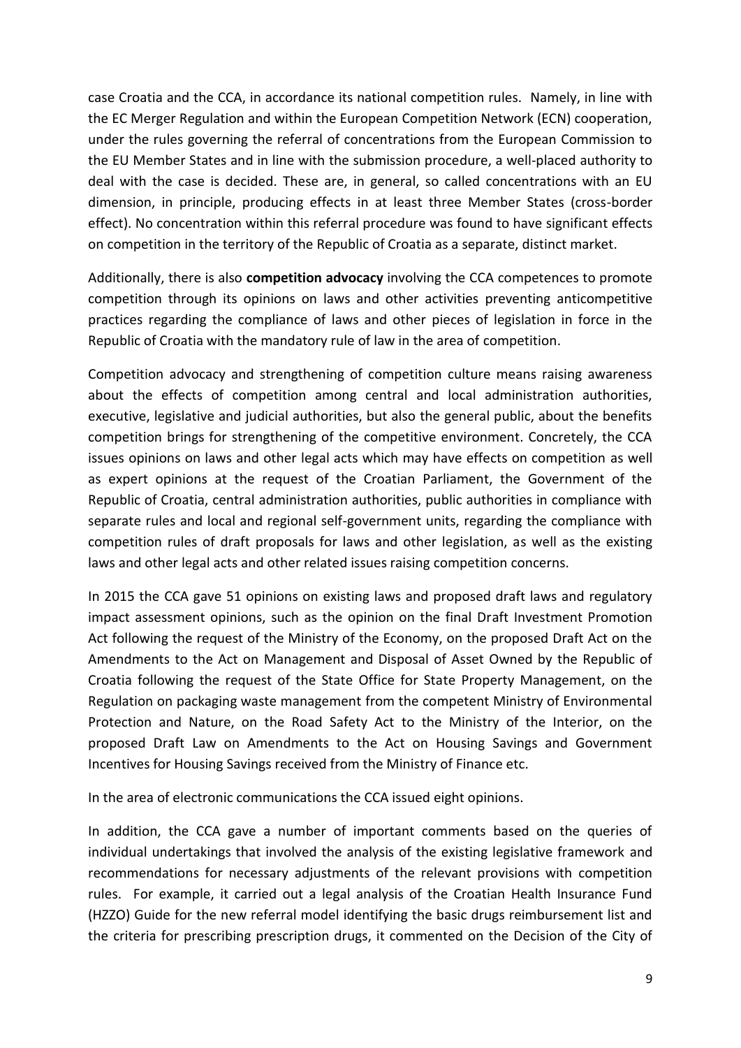case Croatia and the CCA, in accordance its national competition rules. Namely, in line with the EC Merger Regulation and within the European Competition Network (ECN) cooperation, under the rules governing the referral of concentrations from the European Commission to the EU Member States and in line with the submission procedure, a well-placed authority to deal with the case is decided. These are, in general, so called concentrations with an EU dimension, in principle, producing effects in at least three Member States (cross-border effect). No concentration within this referral procedure was found to have significant effects on competition in the territory of the Republic of Croatia as a separate, distinct market.

Additionally, there is also **competition advocacy** involving the CCA competences to promote competition through its opinions on laws and other activities preventing anticompetitive practices regarding the compliance of laws and other pieces of legislation in force in the Republic of Croatia with the mandatory rule of law in the area of competition.

Competition advocacy and strengthening of competition culture means raising awareness about the effects of competition among central and local administration authorities, executive, legislative and judicial authorities, but also the general public, about the benefits competition brings for strengthening of the competitive environment. Concretely, the CCA issues opinions on laws and other legal acts which may have effects on competition as well as expert opinions at the request of the Croatian Parliament, the Government of the Republic of Croatia, central administration authorities, public authorities in compliance with separate rules and local and regional self-government units, regarding the compliance with competition rules of draft proposals for laws and other legislation, as well as the existing laws and other legal acts and other related issues raising competition concerns.

In 2015 the CCA gave 51 opinions on existing laws and proposed draft laws and regulatory impact assessment opinions, such as the opinion on the final Draft Investment Promotion Act following the request of the Ministry of the Economy, on the proposed Draft Act on the Amendments to the Act on Management and Disposal of Asset Owned by the Republic of Croatia following the request of the State Office for State Property Management, on the Regulation on packaging waste management from the competent Ministry of Environmental Protection and Nature, on the Road Safety Act to the Ministry of the Interior, on the proposed Draft Law on Amendments to the Act on Housing Savings and Government Incentives for Housing Savings received from the Ministry of Finance etc.

In the area of electronic communications the CCA issued eight opinions.

In addition, the CCA gave a number of important comments based on the queries of individual undertakings that involved the analysis of the existing legislative framework and recommendations for necessary adjustments of the relevant provisions with competition rules. For example, it carried out a legal analysis of the Croatian Health Insurance Fund (HZZO) Guide for the new referral model identifying the basic drugs reimbursement list and the criteria for prescribing prescription drugs, it commented on the Decision of the City of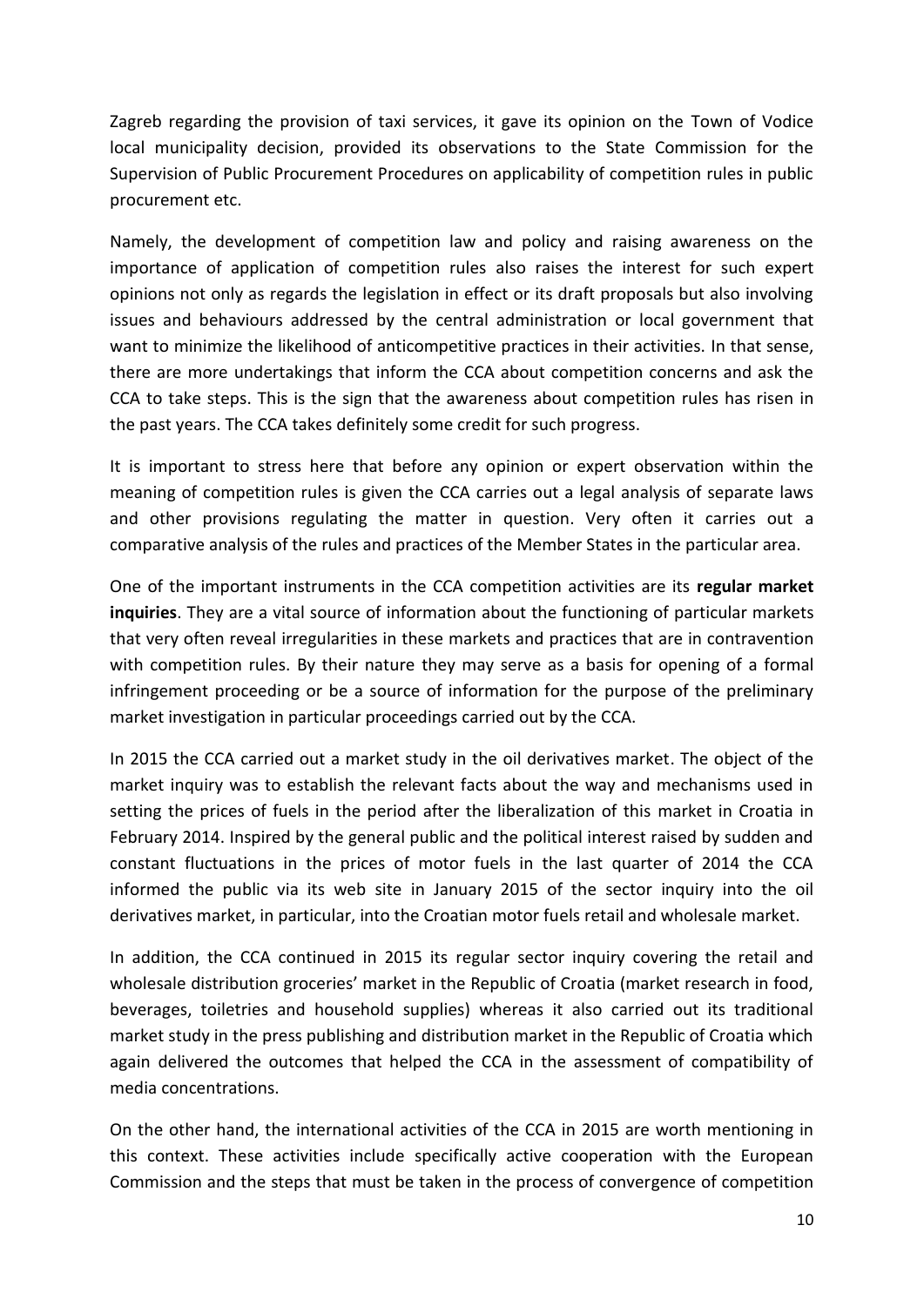Zagreb regarding the provision of taxi services, it gave its opinion on the Town of Vodice local municipality decision, provided its observations to the State Commission for the Supervision of Public Procurement Procedures on applicability of competition rules in public procurement etc.

Namely, the development of competition law and policy and raising awareness on the importance of application of competition rules also raises the interest for such expert opinions not only as regards the legislation in effect or its draft proposals but also involving issues and behaviours addressed by the central administration or local government that want to minimize the likelihood of anticompetitive practices in their activities. In that sense, there are more undertakings that inform the CCA about competition concerns and ask the CCA to take steps. This is the sign that the awareness about competition rules has risen in the past years. The CCA takes definitely some credit for such progress.

It is important to stress here that before any opinion or expert observation within the meaning of competition rules is given the CCA carries out a legal analysis of separate laws and other provisions regulating the matter in question. Very often it carries out a comparative analysis of the rules and practices of the Member States in the particular area.

One of the important instruments in the CCA competition activities are its **regular market inquiries**. They are a vital source of information about the functioning of particular markets that very often reveal irregularities in these markets and practices that are in contravention with competition rules. By their nature they may serve as a basis for opening of a formal infringement proceeding or be a source of information for the purpose of the preliminary market investigation in particular proceedings carried out by the CCA.

In 2015 the CCA carried out a market study in the oil derivatives market. The object of the market inquiry was to establish the relevant facts about the way and mechanisms used in setting the prices of fuels in the period after the liberalization of this market in Croatia in February 2014. Inspired by the general public and the political interest raised by sudden and constant fluctuations in the prices of motor fuels in the last quarter of 2014 the CCA informed the public via its web site in January 2015 of the sector inquiry into the oil derivatives market, in particular, into the Croatian motor fuels retail and wholesale market.

In addition, the CCA continued in 2015 its regular sector inquiry covering the retail and wholesale distribution groceries' market in the Republic of Croatia (market research in food, beverages, toiletries and household supplies) whereas it also carried out its traditional market study in the press publishing and distribution market in the Republic of Croatia which again delivered the outcomes that helped the CCA in the assessment of compatibility of media concentrations.

On the other hand, the international activities of the CCA in 2015 are worth mentioning in this context. These activities include specifically active cooperation with the European Commission and the steps that must be taken in the process of convergence of competition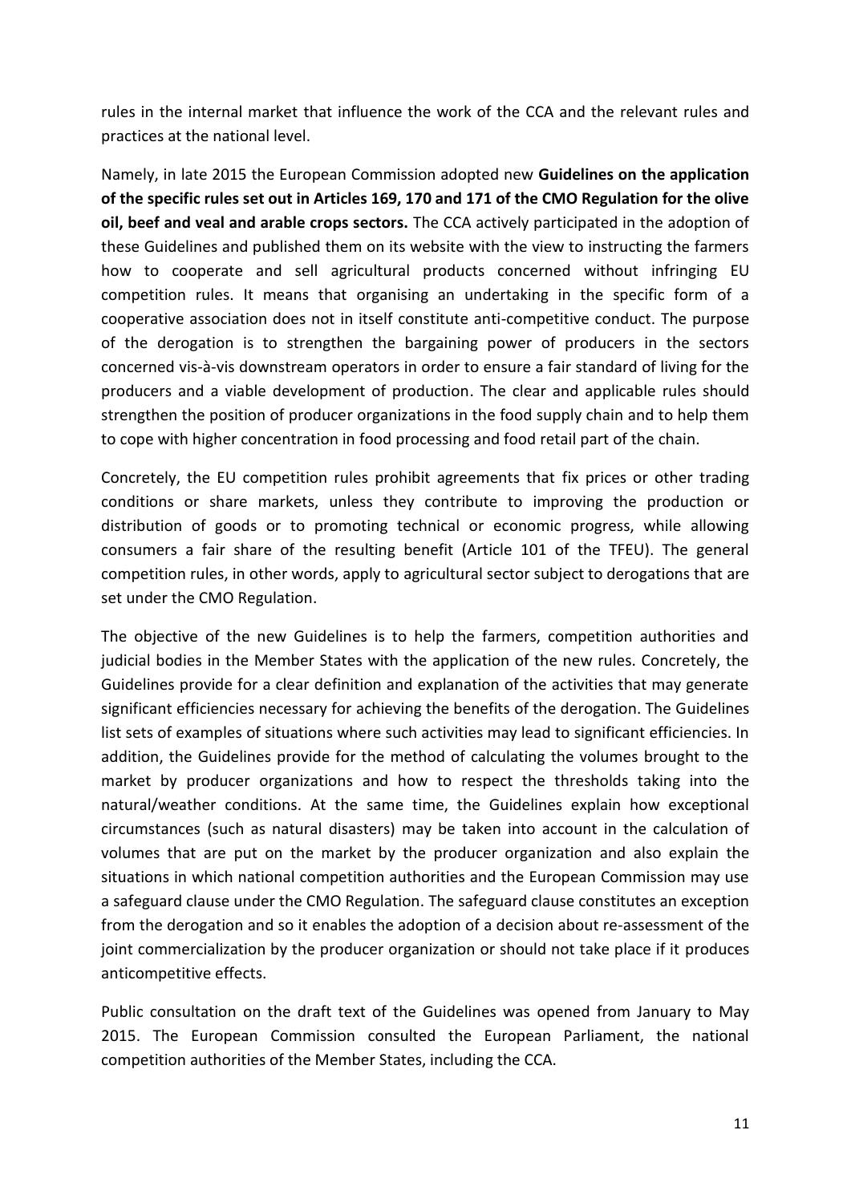rules in the internal market that influence the work of the CCA and the relevant rules and practices at the national level.

Namely, in late 2015 the European Commission adopted new **Guidelines on the application of the specific rules set out in Articles 169, 170 and 171 of the CMO Regulation for the olive oil, beef and veal and arable crops sectors.** The CCA actively participated in the adoption of these Guidelines and published them on its website with the view to instructing the farmers how to cooperate and sell agricultural products concerned without infringing EU competition rules. It means that organising an undertaking in the specific form of a cooperative association does not in itself constitute anti-competitive conduct. The purpose of the derogation is to strengthen the bargaining power of producers in the sectors concerned vis-à-vis downstream operators in order to ensure a fair standard of living for the producers and a viable development of production. The clear and applicable rules should strengthen the position of producer organizations in the food supply chain and to help them to cope with higher concentration in food processing and food retail part of the chain.

Concretely, the EU competition rules prohibit agreements that fix prices or other trading conditions or share markets, unless they contribute to improving the production or distribution of goods or to promoting technical or economic progress, while allowing consumers a fair share of the resulting benefit (Article 101 of the TFEU). The general competition rules, in other words, apply to agricultural sector subject to derogations that are set under the CMO Regulation.

The objective of the new Guidelines is to help the farmers, competition authorities and judicial bodies in the Member States with the application of the new rules. Concretely, the Guidelines provide for a clear definition and explanation of the activities that may generate significant efficiencies necessary for achieving the benefits of the derogation. The Guidelines list sets of examples of situations where such activities may lead to significant efficiencies. In addition, the Guidelines provide for the method of calculating the volumes brought to the market by producer organizations and how to respect the thresholds taking into the natural/weather conditions. At the same time, the Guidelines explain how exceptional circumstances (such as natural disasters) may be taken into account in the calculation of volumes that are put on the market by the producer organization and also explain the situations in which national competition authorities and the European Commission may use a safeguard clause under the CMO Regulation. The safeguard clause constitutes an exception from the derogation and so it enables the adoption of a decision about re-assessment of the joint commercialization by the producer organization or should not take place if it produces anticompetitive effects.

Public consultation on the draft text of the Guidelines was opened from January to May 2015. The European Commission consulted the European Parliament, the national competition authorities of the Member States, including the CCA.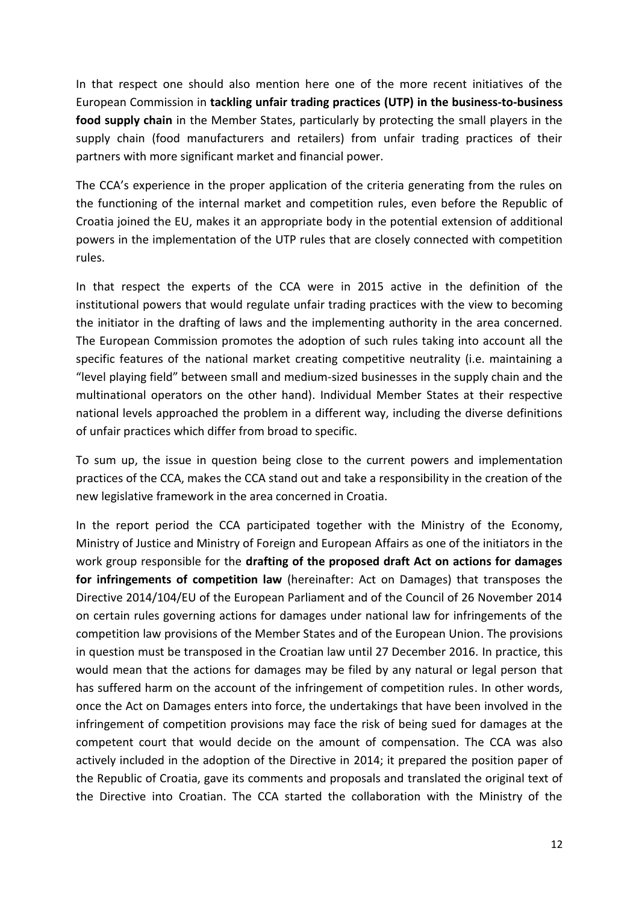In that respect one should also mention here one of the more recent initiatives of the European Commission in **tackling unfair trading practices (UTP) in the business-to-business food supply chain** in the Member States, particularly by protecting the small players in the supply chain (food manufacturers and retailers) from unfair trading practices of their partners with more significant market and financial power.

The CCA's experience in the proper application of the criteria generating from the rules on the functioning of the internal market and competition rules, even before the Republic of Croatia joined the EU, makes it an appropriate body in the potential extension of additional powers in the implementation of the UTP rules that are closely connected with competition rules.

In that respect the experts of the CCA were in 2015 active in the definition of the institutional powers that would regulate unfair trading practices with the view to becoming the initiator in the drafting of laws and the implementing authority in the area concerned. The European Commission promotes the adoption of such rules taking into account all the specific features of the national market creating competitive neutrality (i.e. maintaining a "level playing field" between small and medium-sized businesses in the supply chain and the multinational operators on the other hand). Individual Member States at their respective national levels approached the problem in a different way, including the diverse definitions of unfair practices which differ from broad to specific.

To sum up, the issue in question being close to the current powers and implementation practices of the CCA, makes the CCA stand out and take a responsibility in the creation of the new legislative framework in the area concerned in Croatia.

In the report period the CCA participated together with the Ministry of the Economy, Ministry of Justice and Ministry of Foreign and European Affairs as one of the initiators in the work group responsible for the **drafting of the proposed draft Act on actions for damages for infringements of competition law** (hereinafter: Act on Damages) that transposes the Directive 2014/104/EU of the European Parliament and of the Council of 26 November 2014 on certain rules governing actions for damages under national law for infringements of the competition law provisions of the Member States and of the European Union. The provisions in question must be transposed in the Croatian law until 27 December 2016. In practice, this would mean that the actions for damages may be filed by any natural or legal person that has suffered harm on the account of the infringement of competition rules. In other words, once the Act on Damages enters into force, the undertakings that have been involved in the infringement of competition provisions may face the risk of being sued for damages at the competent court that would decide on the amount of compensation. The CCA was also actively included in the adoption of the Directive in 2014; it prepared the position paper of the Republic of Croatia, gave its comments and proposals and translated the original text of the Directive into Croatian. The CCA started the collaboration with the Ministry of the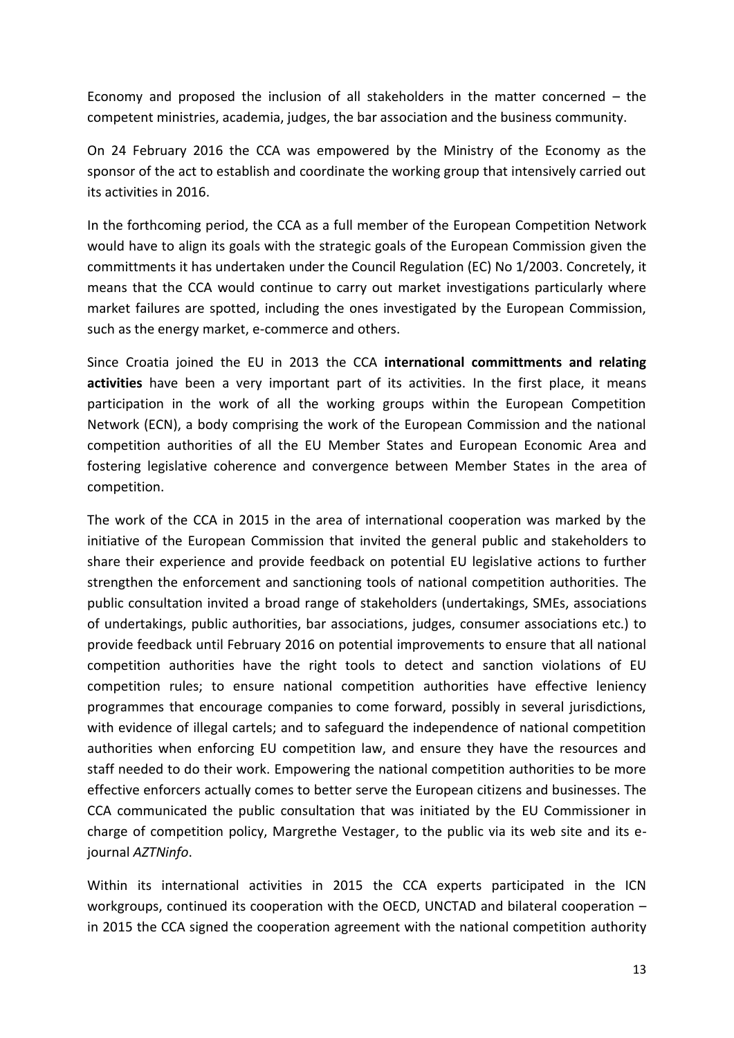Economy and proposed the inclusion of all stakeholders in the matter concerned – the competent ministries, academia, judges, the bar association and the business community.

On 24 February 2016 the CCA was empowered by the Ministry of the Economy as the sponsor of the act to establish and coordinate the working group that intensively carried out its activities in 2016.

In the forthcoming period, the CCA as a full member of the European Competition Network would have to align its goals with the strategic goals of the European Commission given the committments it has undertaken under the Council Regulation (EC) No 1/2003. Concretely, it means that the CCA would continue to carry out market investigations particularly where market failures are spotted, including the ones investigated by the European Commission, such as the energy market, e-commerce and others.

Since Croatia joined the EU in 2013 the CCA **international committments and relating activities** have been a very important part of its activities. In the first place, it means participation in the work of all the working groups within the European Competition Network (ECN), a body comprising the work of the European Commission and the national competition authorities of all the EU Member States and European Economic Area and fostering legislative coherence and convergence between Member States in the area of competition.

The work of the CCA in 2015 in the area of international cooperation was marked by the initiative of the European Commission that invited the general public and stakeholders to share their experience and provide feedback on potential EU legislative actions to further strengthen the enforcement and sanctioning tools of national competition authorities. The public consultation invited a broad range of stakeholders (undertakings, SMEs, associations of undertakings, public authorities, bar associations, judges, consumer associations etc.) to provide feedback until February 2016 on potential improvements to ensure that all national competition authorities have the right tools to detect and sanction violations of EU competition rules; to ensure national competition authorities have effective leniency programmes that encourage companies to come forward, possibly in several jurisdictions, with evidence of illegal cartels; and to safeguard the independence of national competition authorities when enforcing EU competition law, and ensure they have the resources and staff needed to do their work. Empowering the national competition authorities to be more effective enforcers actually comes to better serve the European citizens and businesses. The CCA communicated the public consultation that was initiated by the EU Commissioner in charge of competition policy, Margrethe Vestager, to the public via its web site and its e-journal *AZTNinfo*.

Within its international activities in 2015 the CCA experts participated in the ICN workgroups, continued its cooperation with the OECD, UNCTAD and bilateral cooperation – in 2015 the CCA signed the cooperation agreement with the national competition authority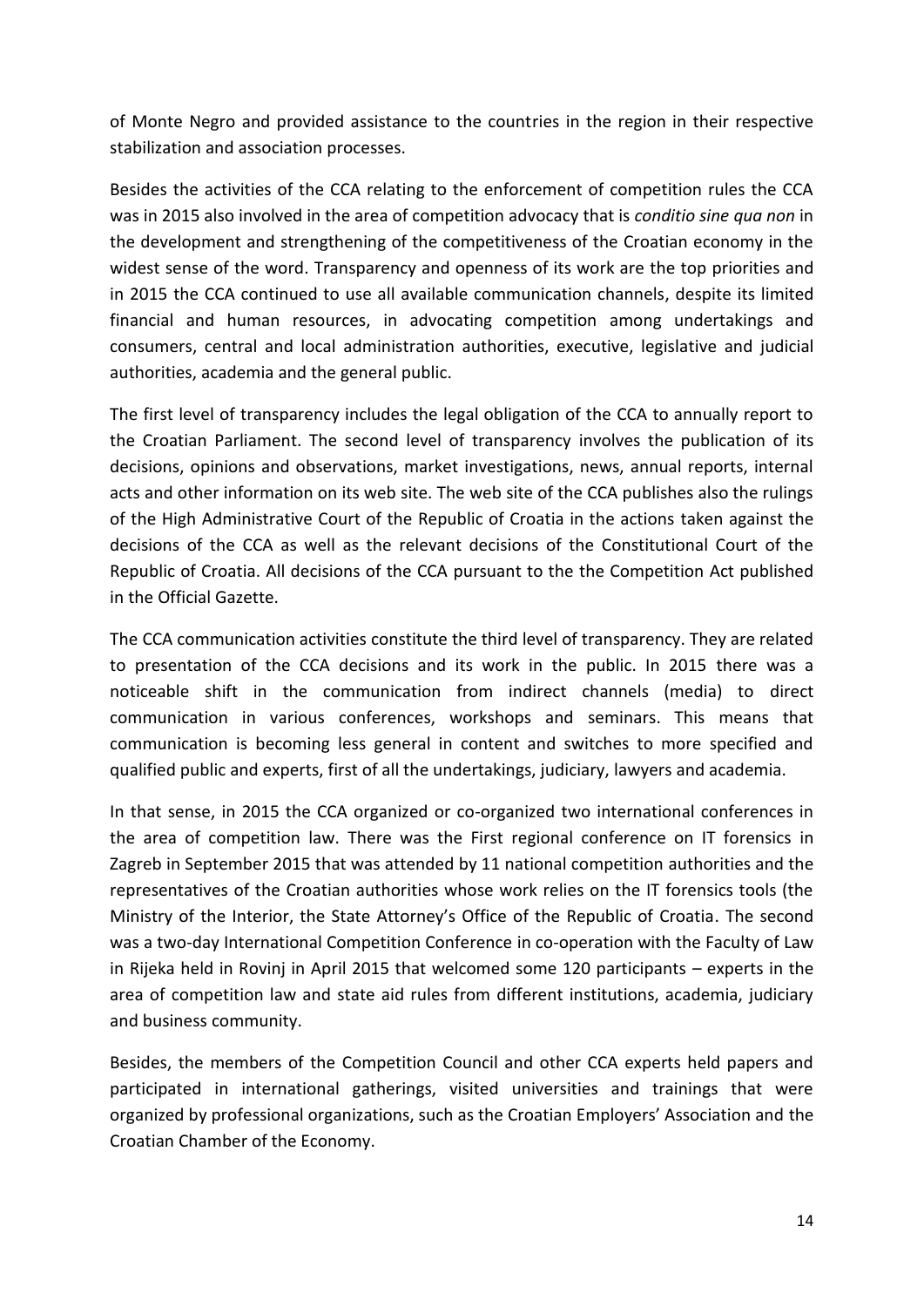of Monte Negro and provided assistance to the countries in the region in their respective stabilization and association processes.

Besides the activities of the CCA relating to the enforcement of competition rules the CCA was in 2015 also involved in the area of competition advocacy that is *conditio sine qua non* in the development and strengthening of the competitiveness of the Croatian economy in the widest sense of the word. Transparency and openness of its work are the top priorities and in 2015 the CCA continued to use all available communication channels, despite its limited financial and human resources, in advocating competition among undertakings and consumers, central and local administration authorities, executive, legislative and judicial authorities, academia and the general public.

The first level of transparency includes the legal obligation of the CCA to annually report to the Croatian Parliament. The second level of transparency involves the publication of its decisions, opinions and observations, market investigations, news, annual reports, internal acts and other information on its web site. The web site of the CCA publishes also the rulings of the High Administrative Court of the Republic of Croatia in the actions taken against the decisions of the CCA as well as the relevant decisions of the Constitutional Court of the Republic of Croatia. All decisions of the CCA pursuant to the the Competition Act published in the Official Gazette.

The CCA communication activities constitute the third level of transparency. They are related to presentation of the CCA decisions and its work in the public. In 2015 there was a noticeable shift in the communication from indirect channels (media) to direct communication in various conferences, workshops and seminars. This means that communication is becoming less general in content and switches to more specified and qualified public and experts, first of all the undertakings, judiciary, lawyers and academia.

In that sense, in 2015 the CCA organized or co-organized two international conferences in the area of competition law. There was the First regional conference on IT forensics in Zagreb in September 2015 that was attended by 11 national competition authorities and the representatives of the Croatian authorities whose work relies on the IT forensics tools (the Ministry of the Interior, the State Attorney's Office of the Republic of Croatia. The second was a two-day International Competition Conference in co-operation with the Faculty of Law in Rijeka held in Rovinj in April 2015 that welcomed some 120 participants – experts in the area of competition law and state aid rules from different institutions, academia, judiciary and business community.

Besides, the members of the Competition Council and other CCA experts held papers and participated in international gatherings, visited universities and trainings that were organized by professional organizations, such as the Croatian Employers' Association and the Croatian Chamber of the Economy.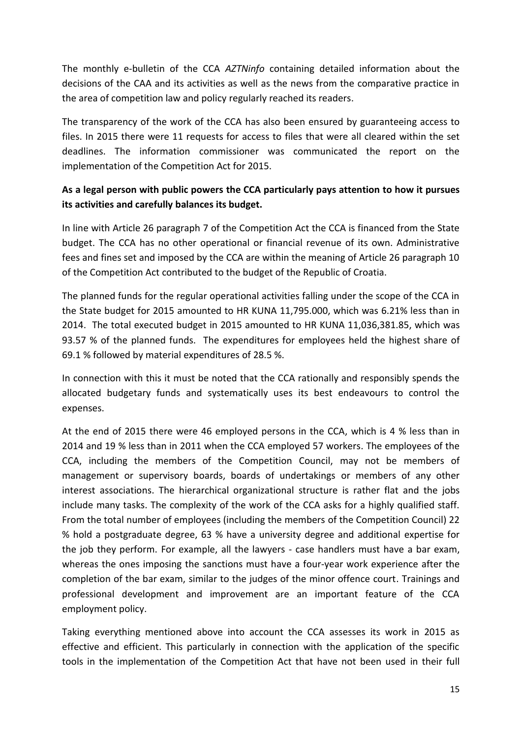The monthly e-bulletin of the CCA *AZTNinfo* containing detailed information about the decisions of the CAA and its activities as well as the news from the comparative practice in the area of competition law and policy regularly reached its readers.

The transparency of the work of the CCA has also been ensured by guaranteeing access to files. In 2015 there were 11 requests for access to files that were all cleared within the set deadlines. The information commissioner was communicated the report on the implementation of the Competition Act for 2015.

**As a legal person with public powers the CCA particularly pays attention to how it pursues its activities and carefully balances its budget.**

In line with Article 26 paragraph 7 of the Competition Act the CCA is financed from the State budget. The CCA has no other operational or financial revenue of its own. Administrative fees and fines set and imposed by the CCA are within the meaning of Article 26 paragraph 10 of the Competition Act contributed to the budget of the Republic of Croatia.

The planned funds for the regular operational activities falling under the scope of the CCA in the State budget for 2015 amounted to HR KUNA 11,795.000, which was 6.21% less than in 2014. The total executed budget in 2015 amounted to HR KUNA 11,036,381.85, which was 93.57 % of the planned funds. The expenditures for employees held the highest share of 69.1 % followed by material expenditures of 28.5 %.

In connection with this it must be noted that the CCA rationally and responsibly spends the allocated budgetary funds and systematically uses its best endeavours to control the expenses.

At the end of 2015 there were 46 employed persons in the CCA, which is 4 % less than in 2014 and 19 % less than in 2011 when the CCA employed 57 workers. The employees of the CCA, including the members of the Competition Council, may not be members of management or supervisory boards, boards of undertakings or members of any other interest associations. The hierarchical organizational structure is rather flat and the jobs include many tasks. The complexity of the work of the CCA asks for a highly qualified staff. From the total number of employees (including the members of the Competition Council) 22 % hold a postgraduate degree, 63 % have a university degree and additional expertise for the job they perform. For example, all the lawyers - case handlers must have a bar exam, whereas the ones imposing the sanctions must have a four-year work experience after the completion of the bar exam, similar to the judges of the minor offence court. Trainings and professional development and improvement are an important feature of the CCA employment policy.

Taking everything mentioned above into account the CCA assesses its work in 2015 as effective and efficient. This particularly in connection with the application of the specific tools in the implementation of the Competition Act that have not been used in their full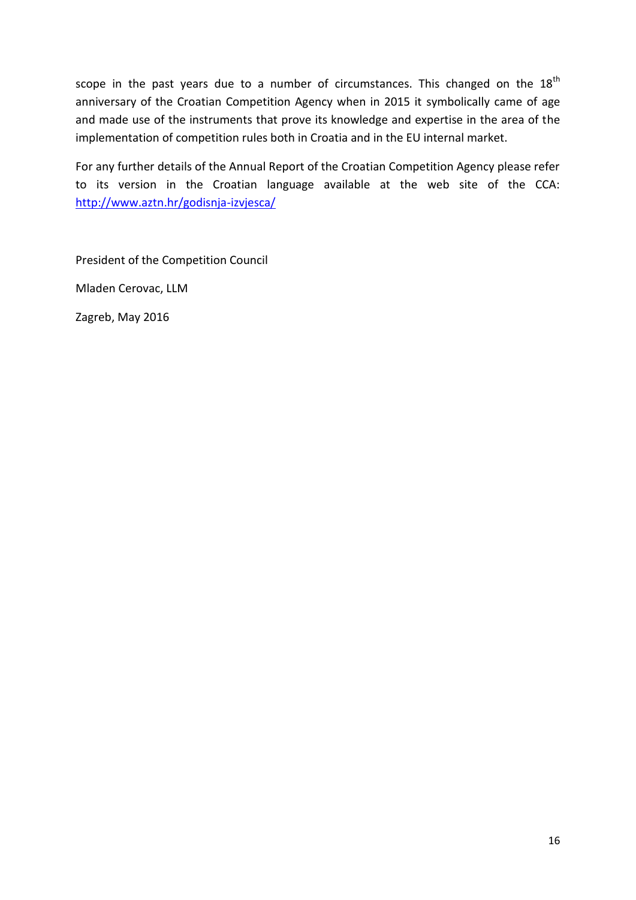scope in the past years due to a number of circumstances. This changed on the 18th anniversary of the Croatian Competition Agency when in 2015 it symbolically came of age and made use of the instruments that prove its knowledge and expertise in the area of the implementation of competition rules both in Croatia and in the EU internal market.

For any further details of the Annual Report of the Croatian Competition Agency please refer to its version in the Croatian language available at the web site of the CCA: http://www.aztn.hr/godisnja-izvjesca/

President of the Competition Council

Mladen Cerovac, LLM

Zagreb, May 2016